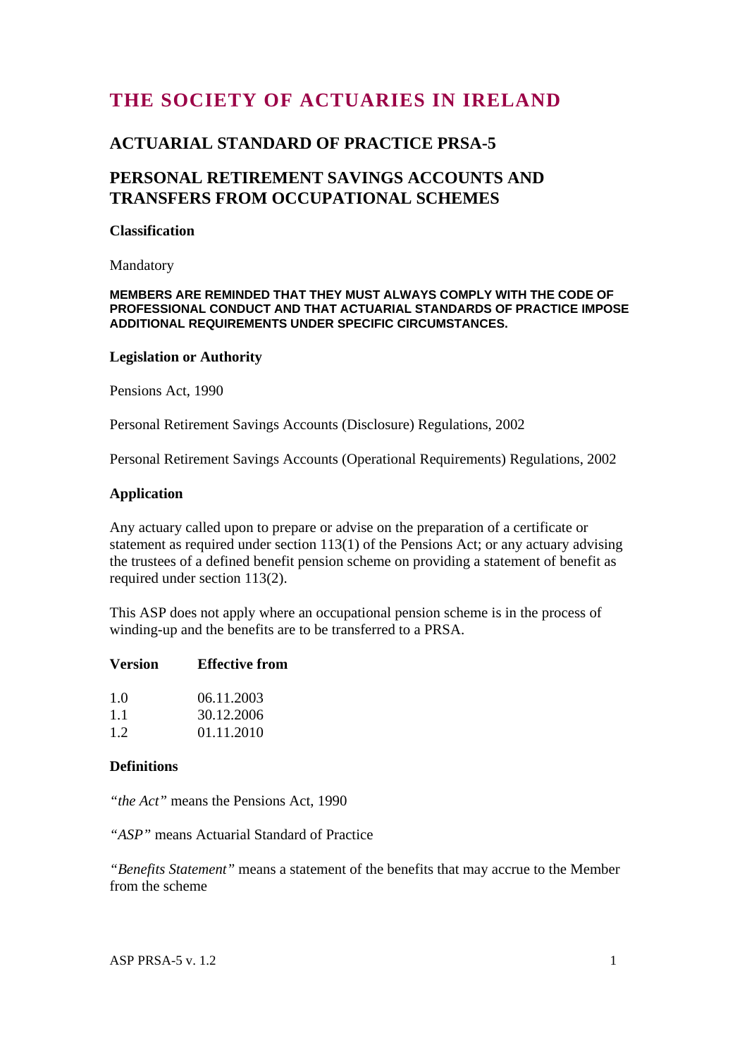# THE SOCIETY OF ACTUARIES IN IRELAND

## ACTUARIAL STANDARD OF PRACTICE PRSA-5

## PERSONAL RETIREMENT SAVINGS ACCOUNTS AND TRANSFERS FROM OCCUPATIONAL SCHEMES

### Classification

Mandatory

**MEMBERS ARE REMINDED THAT THEY MUST ALWAYS COMPLY WITH THE CODE OF PROFESSIONAL CONDUCT AND THAT ACTUARIAL STANDARDS OF PRACTICE IMPOSE ADDITIONAL REQUIREMENTS UNDER SPECIFIC CIRCUMSTANCES.**

### Legislation or Authority

Pensions Act, 1990

Personal Retirement Savings Accounts (Disclosure) Regulations, 2002

Personal Retirement Savings Accounts (Operational Requirements) Regulations, 2002

### Application

Any actuary called upon to prepare or advise on the preparation of a certificate or statement as required under section 113(1) of the Pensions Act; or any actuary advising the trustees of a defined benefit pension scheme on providing a statement of benefit as required under section 113(2).

This ASP does not apply where an occupational pension scheme is in the process of winding-up and the benefits are to be transferred to a PRSA.

| Version | Effective from |
|---|---|
| 1.0 | 06.11.2003 |
| 1.1 | 30.12.2006 |
| 1.2 | 01.11.2010 |

### Definitions

*"the Act"* means the Pensions Act, 1990

*"ASP"* means Actuarial Standard of Practice

*"Benefits Statement"* means a statement of the benefits that may accrue to the Member from the scheme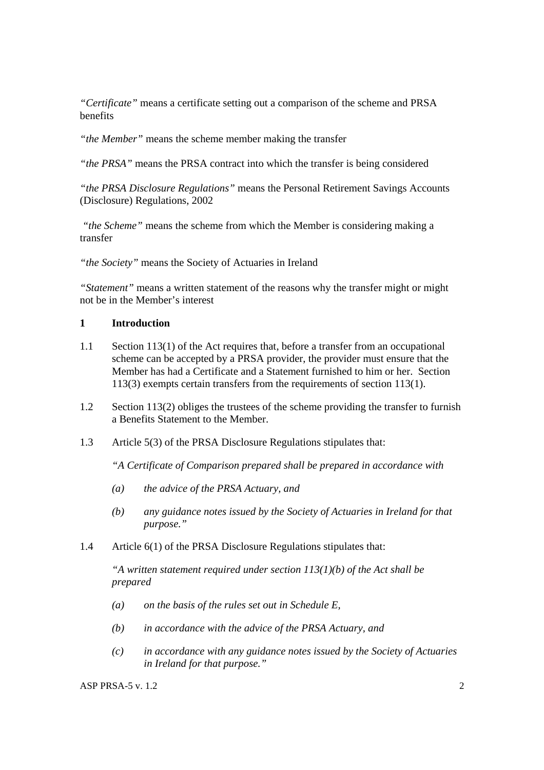*"Certificate"* means a certificate setting out a comparison of the scheme and PRSA benefits

*"the Member"* means the scheme member making the transfer

*"the PRSA"* means the PRSA contract into which the transfer is being considered

*"the PRSA Disclosure Regulations"* means the Personal Retirement Savings Accounts (Disclosure) Regulations, 2002

*"the Scheme"* means the scheme from which the Member is considering making a transfer

*"the Society"* means the Society of Actuaries in Ireland

*"Statement"* means a written statement of the reasons why the transfer might or might not be in the Member's interest

## 1 Introduction

1.1 Section 113(1) of the Act requires that, before a transfer from an occupational scheme can be accepted by a PRSA provider, the provider must ensure that the Member has had a Certificate and a Statement furnished to him or her. Section 113(3) exempts certain transfers from the requirements of section 113(1).

1.2 Section 113(2) obliges the trustees of the scheme providing the transfer to furnish a Benefits Statement to the Member.

1.3 Article 5(3) of the PRSA Disclosure Regulations stipulates that:

*"A Certificate of Comparison prepared shall be prepared in accordance with*

*(a) the advice of the PRSA Actuary, and*

*(b) any guidance notes issued by the Society of Actuaries in Ireland for that purpose."*

1.4 Article 6(1) of the PRSA Disclosure Regulations stipulates that:

*"A written statement required under section 113(1)(b) of the Act shall be prepared*

*(a) on the basis of the rules set out in Schedule E,*

*(b) in accordance with the advice of the PRSA Actuary, and*

*(c) in accordance with any guidance notes issued by the Society of Actuaries in Ireland for that purpose."*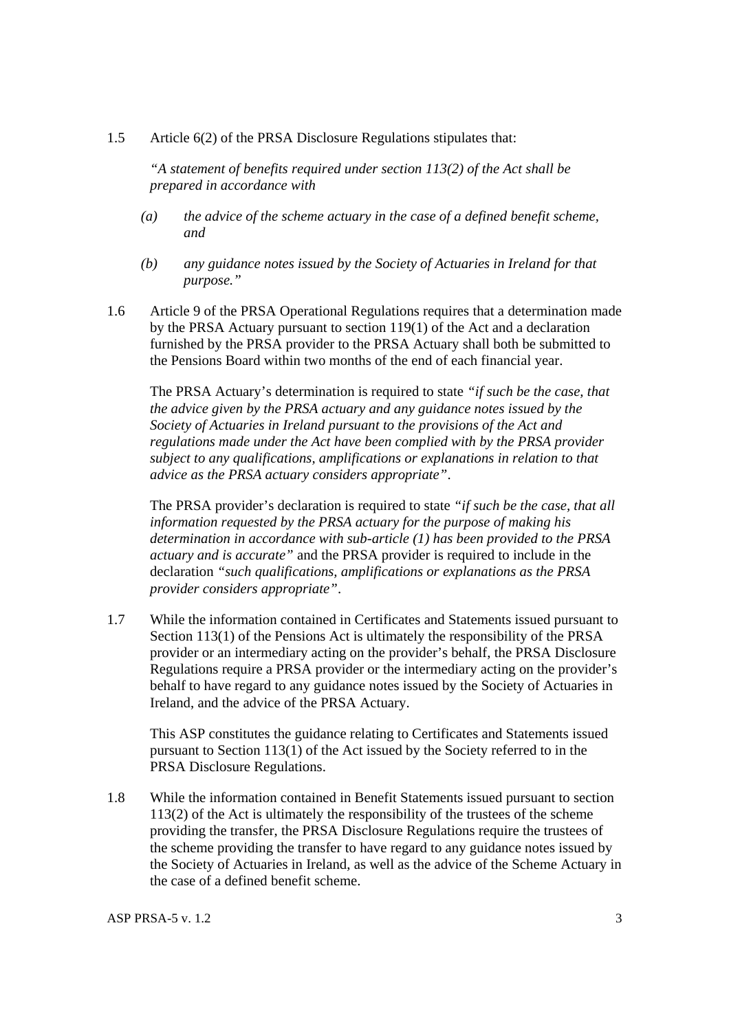1.5 Article 6(2) of the PRSA Disclosure Regulations stipulates that:

*"A statement of benefits required under section 113(2) of the Act shall be prepared in accordance with*

*(a) the advice of the scheme actuary in the case of a defined benefit scheme, and*

*(b) any guidance notes issued by the Society of Actuaries in Ireland for that purpose."*

1.6 Article 9 of the PRSA Operational Regulations requires that a determination made by the PRSA Actuary pursuant to section 119(1) of the Act and a declaration furnished by the PRSA provider to the PRSA Actuary shall both be submitted to the Pensions Board within two months of the end of each financial year.

The PRSA Actuary's determination is required to state *"if such be the case, that the advice given by the PRSA actuary and any guidance notes issued by the Society of Actuaries in Ireland pursuant to the provisions of the Act and regulations made under the Act have been complied with by the PRSA provider subject to any qualifications, amplifications or explanations in relation to that advice as the PRSA actuary considers appropriate"*.

The PRSA provider's declaration is required to state *"if such be the case, that all information requested by the PRSA actuary for the purpose of making his determination in accordance with sub-article (1) has been provided to the PRSA actuary and is accurate"* and the PRSA provider is required to include in the declaration *"such qualifications, amplifications or explanations as the PRSA provider considers appropriate"*.

1.7 While the information contained in Certificates and Statements issued pursuant to Section 113(1) of the Pensions Act is ultimately the responsibility of the PRSA provider or an intermediary acting on the provider's behalf, the PRSA Disclosure Regulations require a PRSA provider or the intermediary acting on the provider's behalf to have regard to any guidance notes issued by the Society of Actuaries in Ireland, and the advice of the PRSA Actuary.

This ASP constitutes the guidance relating to Certificates and Statements issued pursuant to Section 113(1) of the Act issued by the Society referred to in the PRSA Disclosure Regulations.

1.8 While the information contained in Benefit Statements issued pursuant to section 113(2) of the Act is ultimately the responsibility of the trustees of the scheme providing the transfer, the PRSA Disclosure Regulations require the trustees of the scheme providing the transfer to have regard to any guidance notes issued by the Society of Actuaries in Ireland, as well as the advice of the Scheme Actuary in the case of a defined benefit scheme.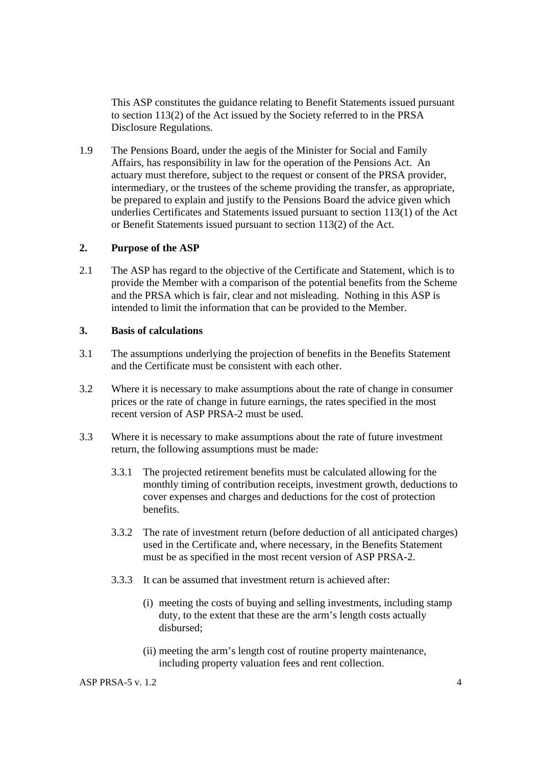This ASP constitutes the guidance relating to Benefit Statements issued pursuant to section 113(2) of the Act issued by the Society referred to in the PRSA Disclosure Regulations.

1.9 The Pensions Board, under the aegis of the Minister for Social and Family Affairs, has responsibility in law for the operation of the Pensions Act. An actuary must therefore, subject to the request or consent of the PRSA provider, intermediary, or the trustees of the scheme providing the transfer, as appropriate, be prepared to explain and justify to the Pensions Board the advice given which underlies Certificates and Statements issued pursuant to section 113(1) of the Act or Benefit Statements issued pursuant to section 113(2) of the Act.

## 2. Purpose of the ASP

2.1 The ASP has regard to the objective of the Certificate and Statement, which is to provide the Member with a comparison of the potential benefits from the Scheme and the PRSA which is fair, clear and not misleading. Nothing in this ASP is intended to limit the information that can be provided to the Member.

## 3. Basis of calculations

3.1 The assumptions underlying the projection of benefits in the Benefits Statement and the Certificate must be consistent with each other.

3.2 Where it is necessary to make assumptions about the rate of change in consumer prices or the rate of change in future earnings, the rates specified in the most recent version of ASP PRSA-2 must be used.

3.3 Where it is necessary to make assumptions about the rate of future investment return, the following assumptions must be made:

3.3.1 The projected retirement benefits must be calculated allowing for the monthly timing of contribution receipts, investment growth, deductions to cover expenses and charges and deductions for the cost of protection benefits.

3.3.2 The rate of investment return (before deduction of all anticipated charges) used in the Certificate and, where necessary, in the Benefits Statement must be as specified in the most recent version of ASP PRSA-2.

3.3.3 It can be assumed that investment return is achieved after:

(i) meeting the costs of buying and selling investments, including stamp duty, to the extent that these are the arm's length costs actually disbursed;

(ii) meeting the arm's length cost of routine property maintenance, including property valuation fees and rent collection.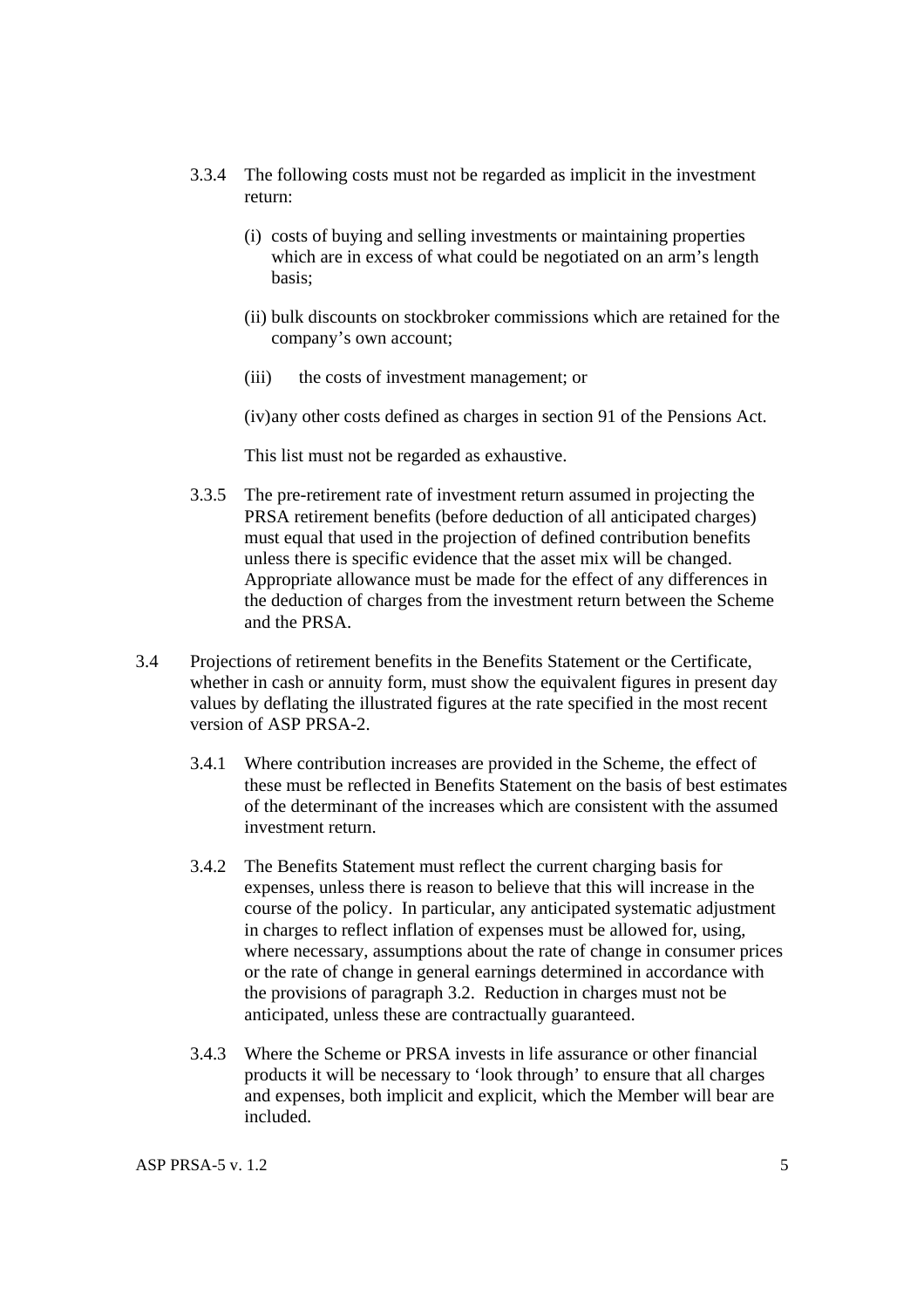3.3.4 The following costs must not be regarded as implicit in the investment return:

(i) costs of buying and selling investments or maintaining properties which are in excess of what could be negotiated on an arm's length basis;

(ii) bulk discounts on stockbroker commissions which are retained for the company's own account;

(iii) the costs of investment management; or

(iv) any other costs defined as charges in section 91 of the Pensions Act.

This list must not be regarded as exhaustive.

3.3.5 The pre-retirement rate of investment return assumed in projecting the PRSA retirement benefits (before deduction of all anticipated charges) must equal that used in the projection of defined contribution benefits unless there is specific evidence that the asset mix will be changed. Appropriate allowance must be made for the effect of any differences in the deduction of charges from the investment return between the Scheme and the PRSA.

3.4 Projections of retirement benefits in the Benefits Statement or the Certificate, whether in cash or annuity form, must show the equivalent figures in present day values by deflating the illustrated figures at the rate specified in the most recent version of ASP PRSA-2.

3.4.1 Where contribution increases are provided in the Scheme, the effect of these must be reflected in Benefits Statement on the basis of best estimates of the determinant of the increases which are consistent with the assumed investment return.

3.4.2 The Benefits Statement must reflect the current charging basis for expenses, unless there is reason to believe that this will increase in the course of the policy. In particular, any anticipated systematic adjustment in charges to reflect inflation of expenses must be allowed for, using, where necessary, assumptions about the rate of change in consumer prices or the rate of change in general earnings determined in accordance with the provisions of paragraph 3.2. Reduction in charges must not be anticipated, unless these are contractually guaranteed.

3.4.3 Where the Scheme or PRSA invests in life assurance or other financial products it will be necessary to 'look through' to ensure that all charges and expenses, both implicit and explicit, which the Member will bear are included.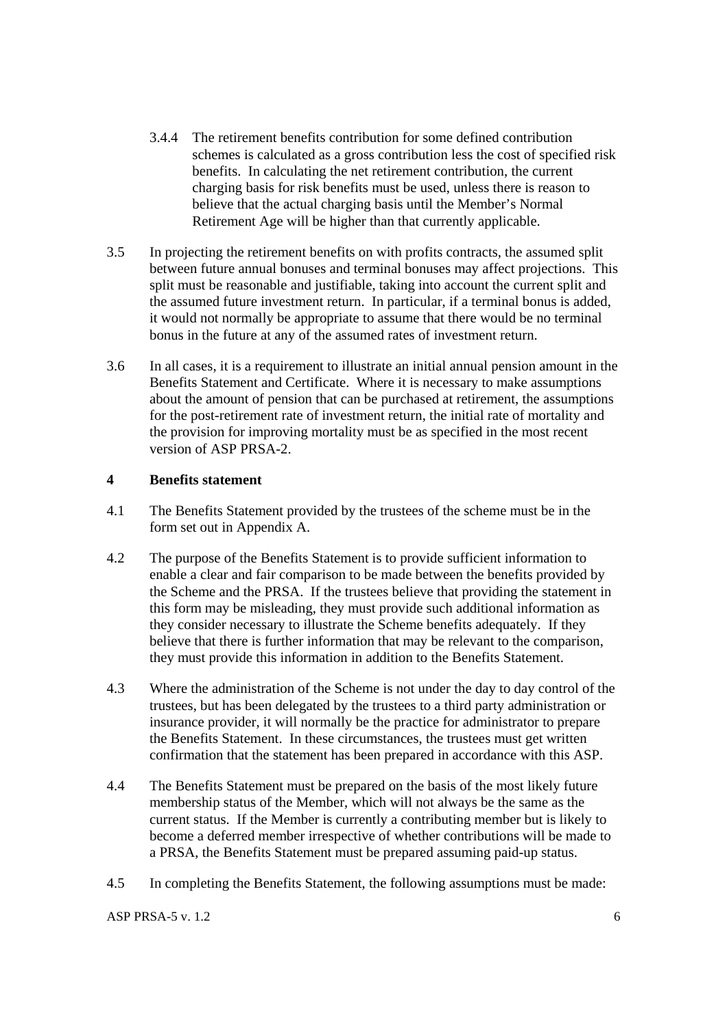3.4.4 The retirement benefits contribution for some defined contribution schemes is calculated as a gross contribution less the cost of specified risk benefits. In calculating the net retirement contribution, the current charging basis for risk benefits must be used, unless there is reason to believe that the actual charging basis until the Member's Normal Retirement Age will be higher than that currently applicable.

3.5 In projecting the retirement benefits on with profits contracts, the assumed split between future annual bonuses and terminal bonuses may affect projections. This split must be reasonable and justifiable, taking into account the current split and the assumed future investment return. In particular, if a terminal bonus is added, it would not normally be appropriate to assume that there would be no terminal bonus in the future at any of the assumed rates of investment return.

3.6 In all cases, it is a requirement to illustrate an initial annual pension amount in the Benefits Statement and Certificate. Where it is necessary to make assumptions about the amount of pension that can be purchased at retirement, the assumptions for the post-retirement rate of investment return, the initial rate of mortality and the provision for improving mortality must be as specified in the most recent version of ASP PRSA-2.

## 4 Benefits statement

4.1 The Benefits Statement provided by the trustees of the scheme must be in the form set out in Appendix A.

4.2 The purpose of the Benefits Statement is to provide sufficient information to enable a clear and fair comparison to be made between the benefits provided by the Scheme and the PRSA. If the trustees believe that providing the statement in this form may be misleading, they must provide such additional information as they consider necessary to illustrate the Scheme benefits adequately. If they believe that there is further information that may be relevant to the comparison, they must provide this information in addition to the Benefits Statement.

4.3 Where the administration of the Scheme is not under the day to day control of the trustees, but has been delegated by the trustees to a third party administration or insurance provider, it will normally be the practice for administrator to prepare the Benefits Statement. In these circumstances, the trustees must get written confirmation that the statement has been prepared in accordance with this ASP.

4.4 The Benefits Statement must be prepared on the basis of the most likely future membership status of the Member, which will not always be the same as the current status. If the Member is currently a contributing member but is likely to become a deferred member irrespective of whether contributions will be made to a PRSA, the Benefits Statement must be prepared assuming paid-up status.

4.5 In completing the Benefits Statement, the following assumptions must be made: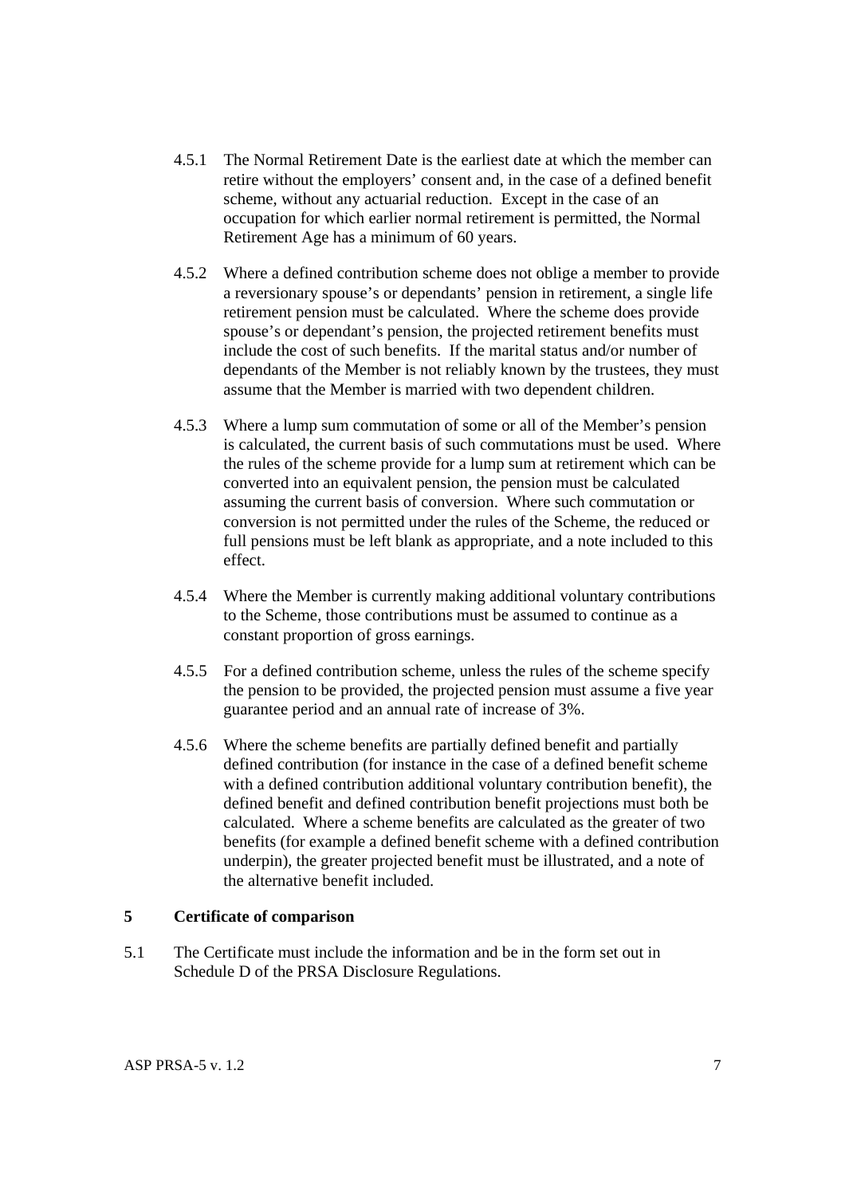4.5.1 The Normal Retirement Date is the earliest date at which the member can retire without the employers' consent and, in the case of a defined benefit scheme, without any actuarial reduction. Except in the case of an occupation for which earlier normal retirement is permitted, the Normal Retirement Age has a minimum of 60 years.

4.5.2 Where a defined contribution scheme does not oblige a member to provide a reversionary spouse's or dependants' pension in retirement, a single life retirement pension must be calculated. Where the scheme does provide spouse's or dependant's pension, the projected retirement benefits must include the cost of such benefits. If the marital status and/or number of dependants of the Member is not reliably known by the trustees, they must assume that the Member is married with two dependent children.

4.5.3 Where a lump sum commutation of some or all of the Member's pension is calculated, the current basis of such commutations must be used. Where the rules of the scheme provide for a lump sum at retirement which can be converted into an equivalent pension, the pension must be calculated assuming the current basis of conversion. Where such commutation or conversion is not permitted under the rules of the Scheme, the reduced or full pensions must be left blank as appropriate, and a note included to this effect.

4.5.4 Where the Member is currently making additional voluntary contributions to the Scheme, those contributions must be assumed to continue as a constant proportion of gross earnings.

4.5.5 For a defined contribution scheme, unless the rules of the scheme specify the pension to be provided, the projected pension must assume a five year guarantee period and an annual rate of increase of 3%.

4.5.6 Where the scheme benefits are partially defined benefit and partially defined contribution (for instance in the case of a defined benefit scheme with a defined contribution additional voluntary contribution benefit), the defined benefit and defined contribution benefit projections must both be calculated. Where a scheme benefits are calculated as the greater of two benefits (for example a defined benefit scheme with a defined contribution underpin), the greater projected benefit must be illustrated, and a note of the alternative benefit included.

## 5 Certificate of comparison

5.1 The Certificate must include the information and be in the form set out in Schedule D of the PRSA Disclosure Regulations.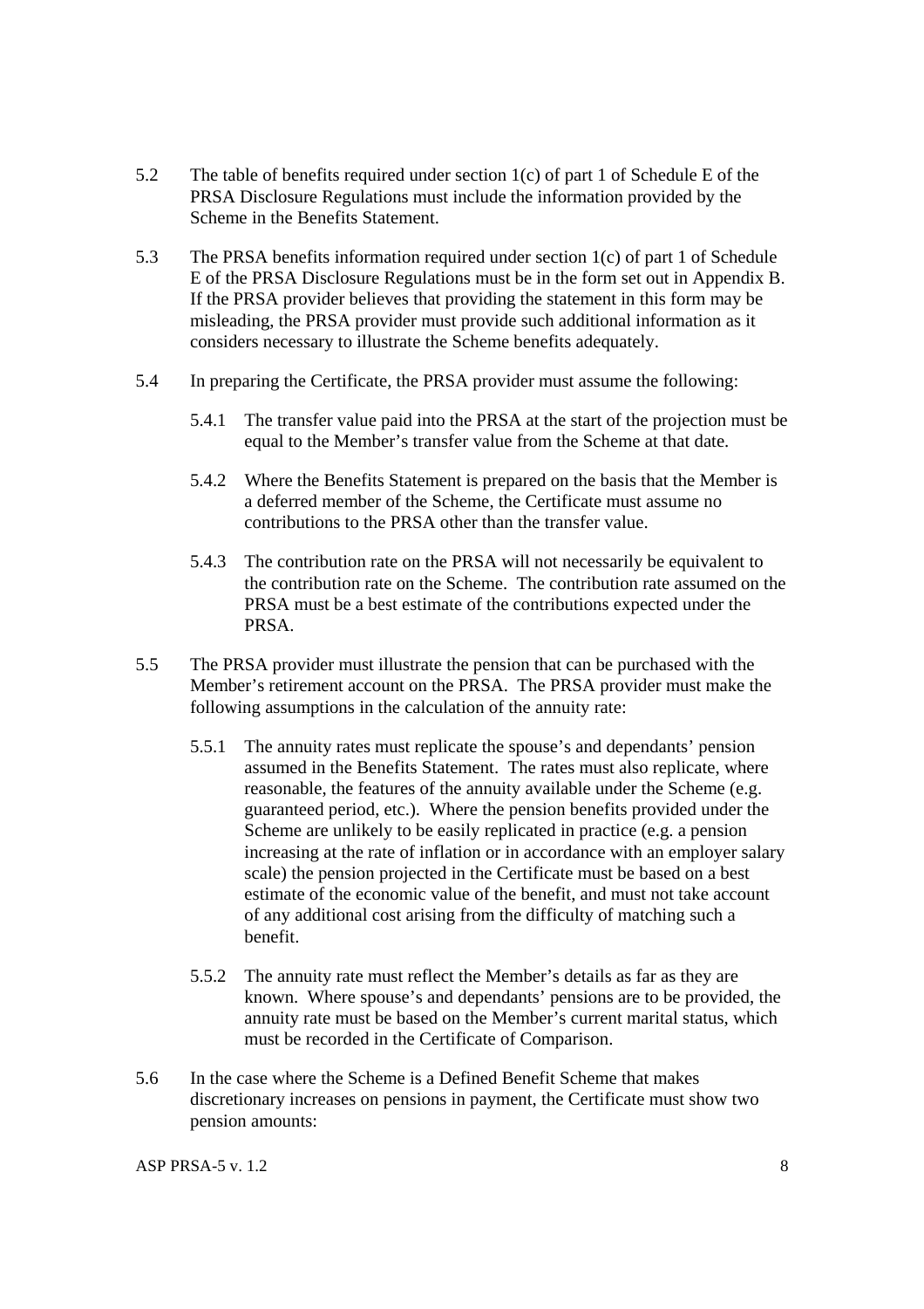5.2 The table of benefits required under section 1(c) of part 1 of Schedule E of the PRSA Disclosure Regulations must include the information provided by the Scheme in the Benefits Statement.

5.3 The PRSA benefits information required under section 1(c) of part 1 of Schedule E of the PRSA Disclosure Regulations must be in the form set out in Appendix B. If the PRSA provider believes that providing the statement in this form may be misleading, the PRSA provider must provide such additional information as it considers necessary to illustrate the Scheme benefits adequately.

5.4 In preparing the Certificate, the PRSA provider must assume the following:

5.4.1 The transfer value paid into the PRSA at the start of the projection must be equal to the Member's transfer value from the Scheme at that date.

5.4.2 Where the Benefits Statement is prepared on the basis that the Member is a deferred member of the Scheme, the Certificate must assume no contributions to the PRSA other than the transfer value.

5.4.3 The contribution rate on the PRSA will not necessarily be equivalent to the contribution rate on the Scheme. The contribution rate assumed on the PRSA must be a best estimate of the contributions expected under the PRSA.

5.5 The PRSA provider must illustrate the pension that can be purchased with the Member's retirement account on the PRSA. The PRSA provider must make the following assumptions in the calculation of the annuity rate:

5.5.1 The annuity rates must replicate the spouse's and dependants' pension assumed in the Benefits Statement. The rates must also replicate, where reasonable, the features of the annuity available under the Scheme (e.g. guaranteed period, etc.). Where the pension benefits provided under the Scheme are unlikely to be easily replicated in practice (e.g. a pension increasing at the rate of inflation or in accordance with an employer salary scale) the pension projected in the Certificate must be based on a best estimate of the economic value of the benefit, and must not take account of any additional cost arising from the difficulty of matching such a benefit.

5.5.2 The annuity rate must reflect the Member's details as far as they are known. Where spouse's and dependants' pensions are to be provided, the annuity rate must be based on the Member's current marital status, which must be recorded in the Certificate of Comparison.

5.6 In the case where the Scheme is a Defined Benefit Scheme that makes discretionary increases on pensions in payment, the Certificate must show two pension amounts: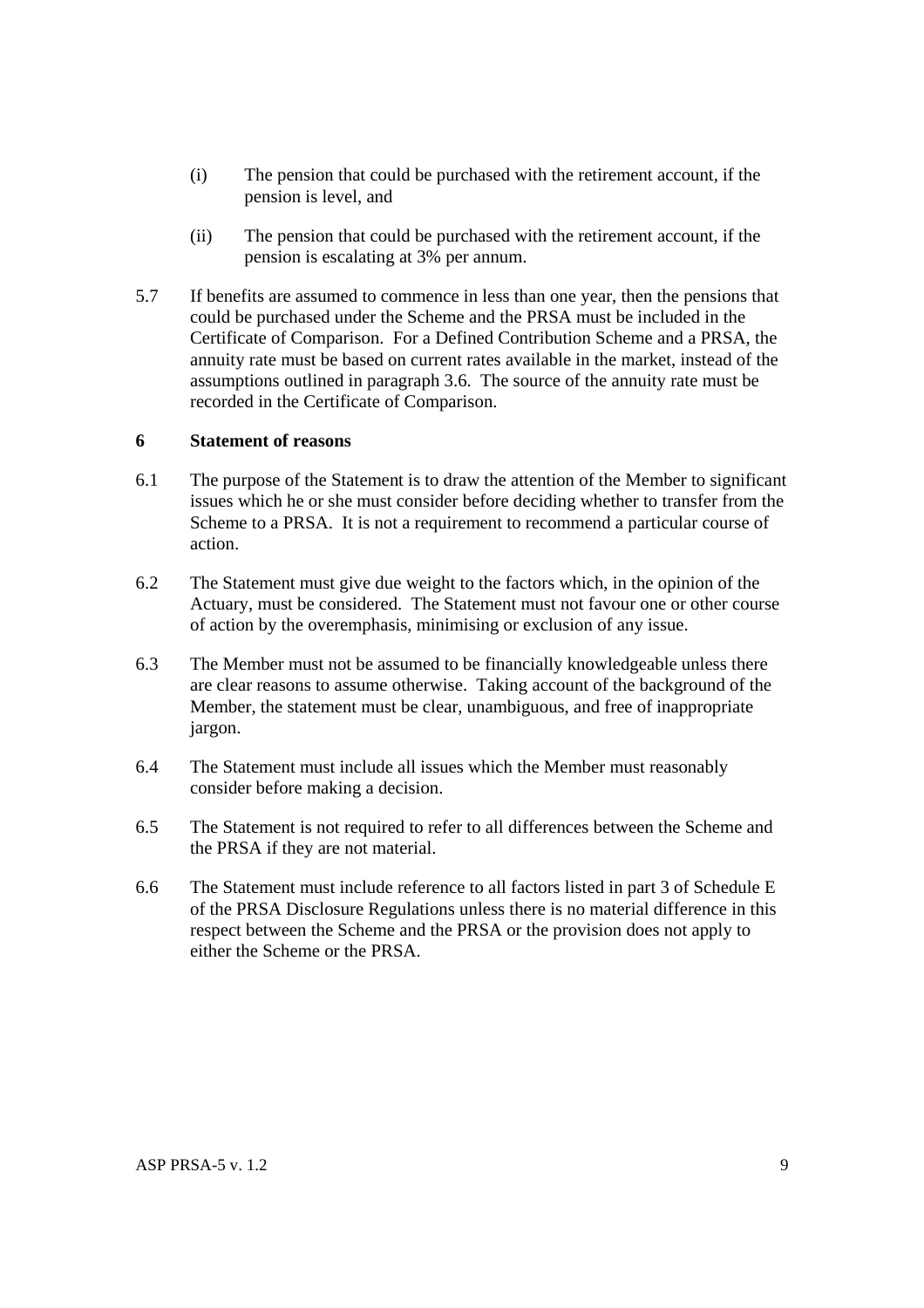(i) The pension that could be purchased with the retirement account, if the pension is level, and

(ii) The pension that could be purchased with the retirement account, if the pension is escalating at 3% per annum.

5.7 If benefits are assumed to commence in less than one year, then the pensions that could be purchased under the Scheme and the PRSA must be included in the Certificate of Comparison. For a Defined Contribution Scheme and a PRSA, the annuity rate must be based on current rates available in the market, instead of the assumptions outlined in paragraph 3.6. The source of the annuity rate must be recorded in the Certificate of Comparison.

## 6 Statement of reasons

6.1 The purpose of the Statement is to draw the attention of the Member to significant issues which he or she must consider before deciding whether to transfer from the Scheme to a PRSA. It is not a requirement to recommend a particular course of action.

6.2 The Statement must give due weight to the factors which, in the opinion of the Actuary, must be considered. The Statement must not favour one or other course of action by the overemphasis, minimising or exclusion of any issue.

6.3 The Member must not be assumed to be financially knowledgeable unless there are clear reasons to assume otherwise. Taking account of the background of the Member, the statement must be clear, unambiguous, and free of inappropriate jargon.

6.4 The Statement must include all issues which the Member must reasonably consider before making a decision.

6.5 The Statement is not required to refer to all differences between the Scheme and the PRSA if they are not material.

6.6 The Statement must include reference to all factors listed in part 3 of Schedule E of the PRSA Disclosure Regulations unless there is no material difference in this respect between the Scheme and the PRSA or the provision does not apply to either the Scheme or the PRSA.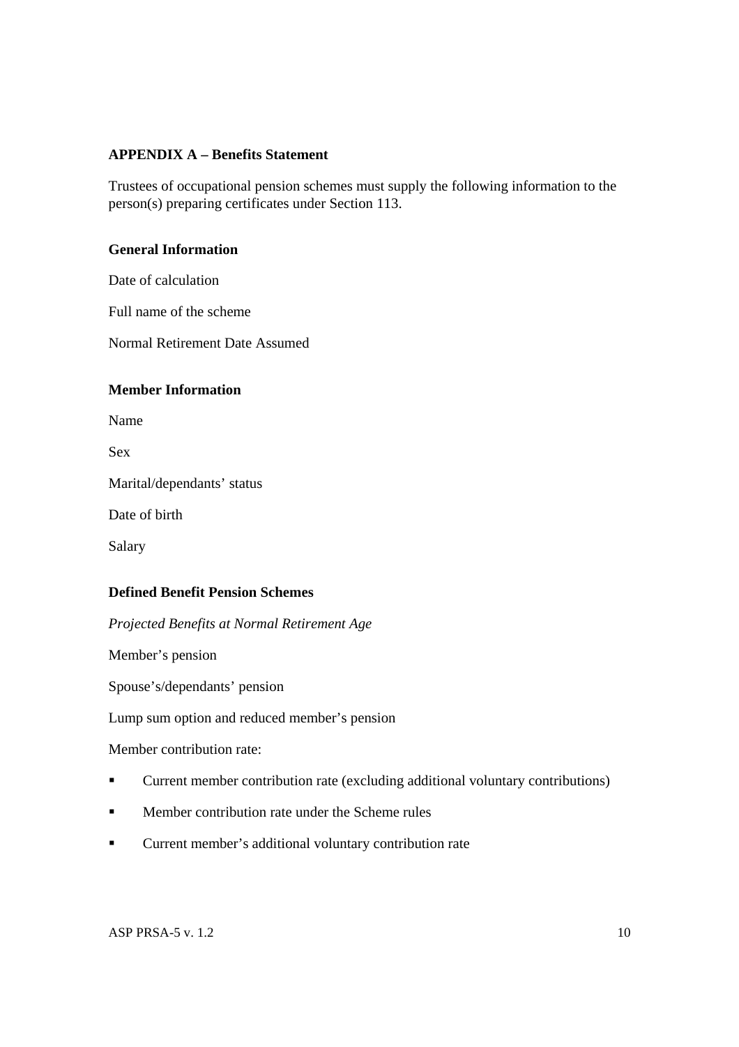**APPENDIX A – Benefits Statement**

Trustees of occupational pension schemes must supply the following information to the person(s) preparing certificates under Section 113.

**General Information**

Date of calculation

Full name of the scheme

Normal Retirement Date Assumed

**Member Information**

Name

Sex

Marital/dependants' status

Date of birth

Salary

**Defined Benefit Pension Schemes**

*Projected Benefits at Normal Retirement Age*

Member's pension

Spouse's/dependants' pension

Lump sum option and reduced member's pension

Member contribution rate:

- Current member contribution rate (excluding additional voluntary contributions)
- Member contribution rate under the Scheme rules
- Current member's additional voluntary contribution rate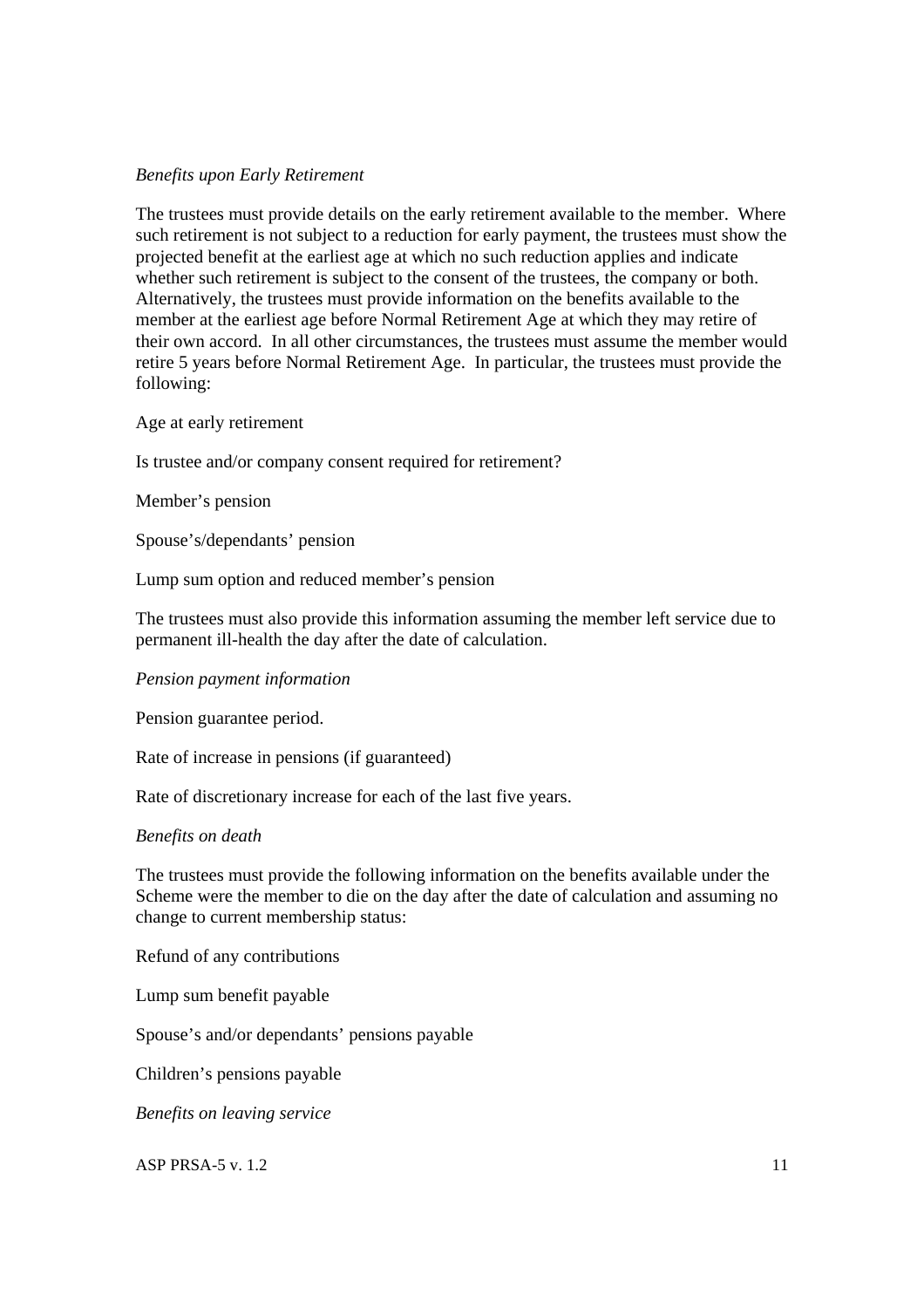*Benefits upon Early Retirement*

The trustees must provide details on the early retirement available to the member. Where such retirement is not subject to a reduction for early payment, the trustees must show the projected benefit at the earliest age at which no such reduction applies and indicate whether such retirement is subject to the consent of the trustees, the company or both. Alternatively, the trustees must provide information on the benefits available to the member at the earliest age before Normal Retirement Age at which they may retire of their own accord. In all other circumstances, the trustees must assume the member would retire 5 years before Normal Retirement Age. In particular, the trustees must provide the following:

Age at early retirement

Is trustee and/or company consent required for retirement?

Member's pension

Spouse's/dependants' pension

Lump sum option and reduced member's pension

The trustees must also provide this information assuming the member left service due to permanent ill-health the day after the date of calculation.

*Pension payment information*

Pension guarantee period.

Rate of increase in pensions (if guaranteed)

Rate of discretionary increase for each of the last five years.

*Benefits on death*

The trustees must provide the following information on the benefits available under the Scheme were the member to die on the day after the date of calculation and assuming no change to current membership status:

Refund of any contributions

Lump sum benefit payable

Spouse's and/or dependants' pensions payable

Children's pensions payable

*Benefits on leaving service*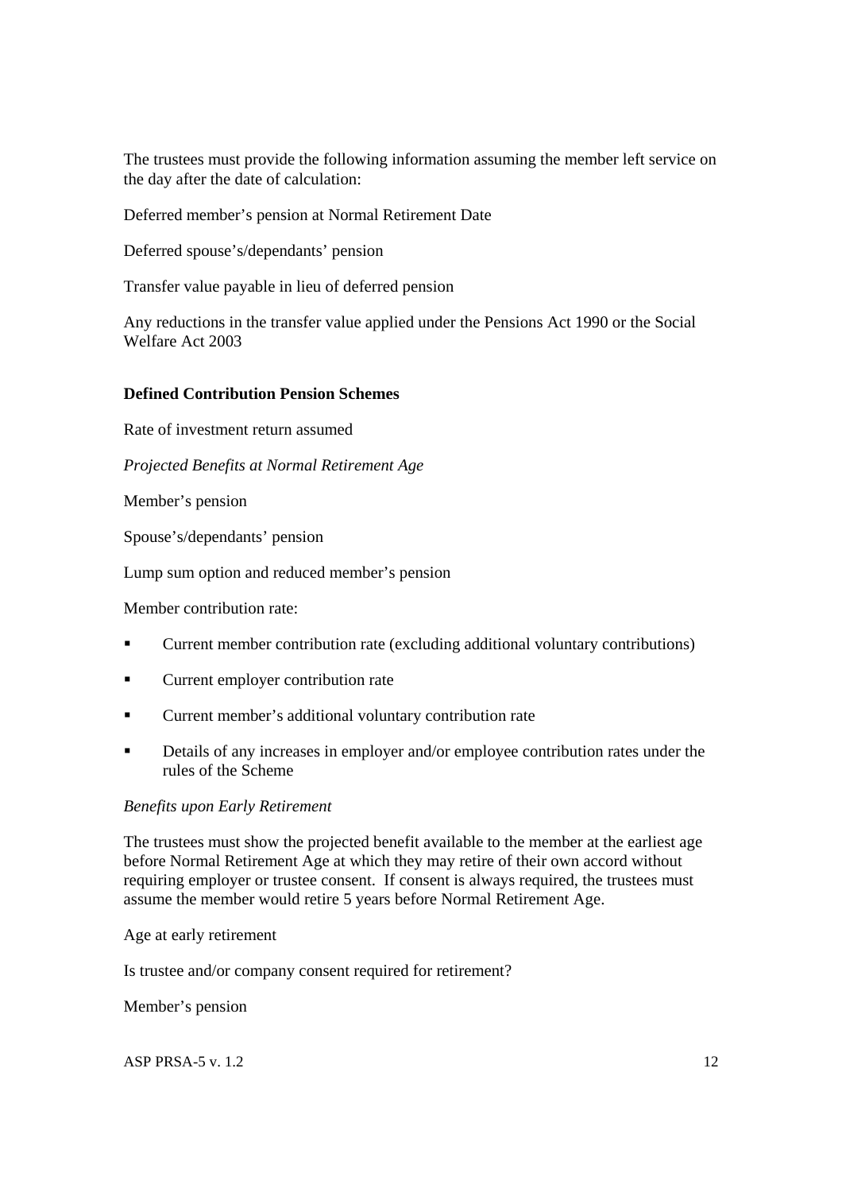The trustees must provide the following information assuming the member left service on the day after the date of calculation:

Deferred member's pension at Normal Retirement Date

Deferred spouse's/dependants' pension

Transfer value payable in lieu of deferred pension

Any reductions in the transfer value applied under the Pensions Act 1990 or the Social Welfare Act 2003

**Defined Contribution Pension Schemes**

Rate of investment return assumed

*Projected Benefits at Normal Retirement Age*

Member's pension

Spouse's/dependants' pension

Lump sum option and reduced member's pension

Member contribution rate:

- Current member contribution rate (excluding additional voluntary contributions)
- Current employer contribution rate
- Current member's additional voluntary contribution rate
- Details of any increases in employer and/or employee contribution rates under the rules of the Scheme

*Benefits upon Early Retirement*

The trustees must show the projected benefit available to the member at the earliest age before Normal Retirement Age at which they may retire of their own accord without requiring employer or trustee consent. If consent is always required, the trustees must assume the member would retire 5 years before Normal Retirement Age.

Age at early retirement

Is trustee and/or company consent required for retirement?

Member's pension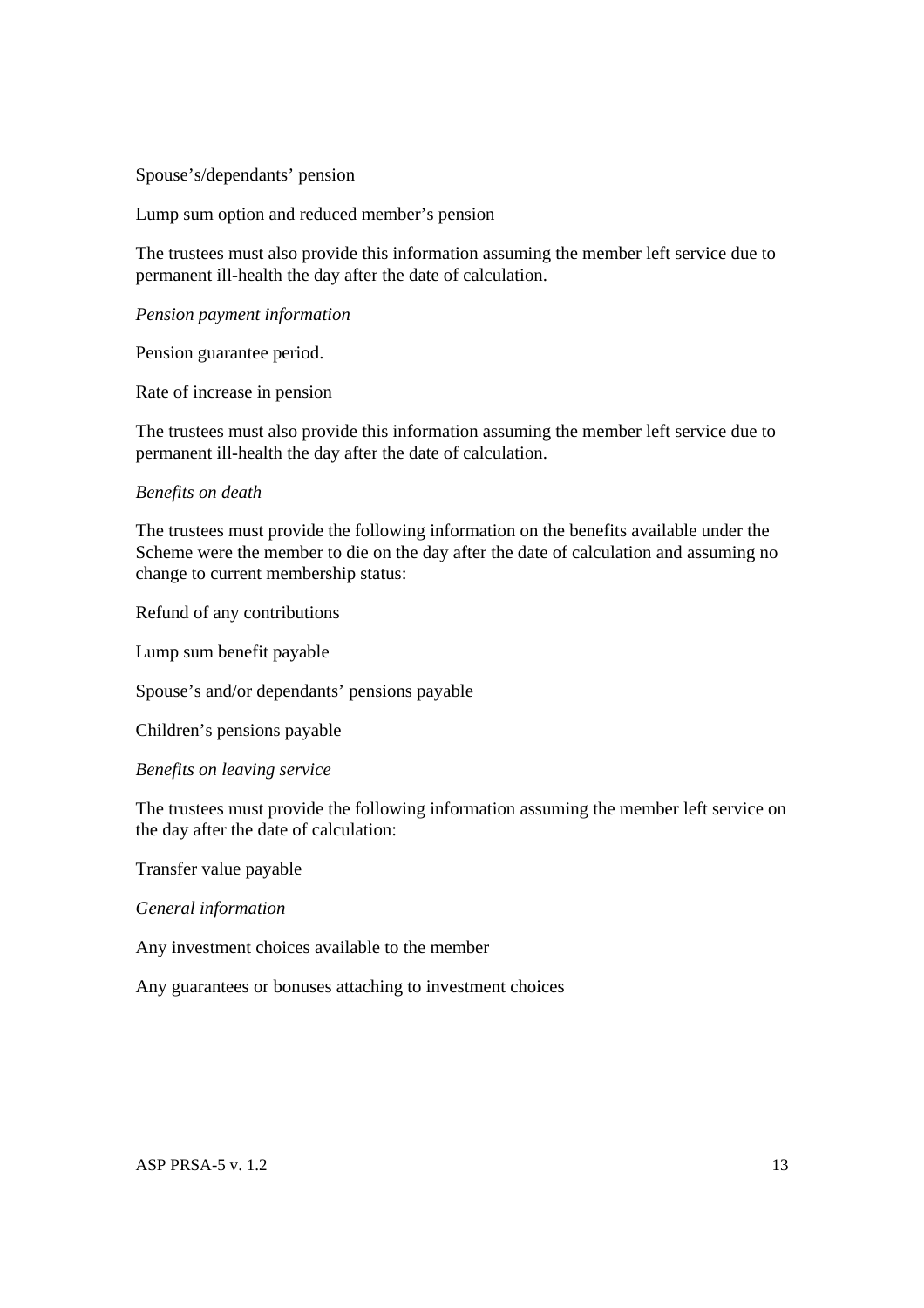Spouse's/dependants' pension

Lump sum option and reduced member's pension

The trustees must also provide this information assuming the member left service due to permanent ill-health the day after the date of calculation.

*Pension payment information*

Pension guarantee period.

Rate of increase in pension

The trustees must also provide this information assuming the member left service due to permanent ill-health the day after the date of calculation.

*Benefits on death*

The trustees must provide the following information on the benefits available under the Scheme were the member to die on the day after the date of calculation and assuming no change to current membership status:

Refund of any contributions

Lump sum benefit payable

Spouse's and/or dependants' pensions payable

Children's pensions payable

*Benefits on leaving service*

The trustees must provide the following information assuming the member left service on the day after the date of calculation:

Transfer value payable

*General information*

Any investment choices available to the member

Any guarantees or bonuses attaching to investment choices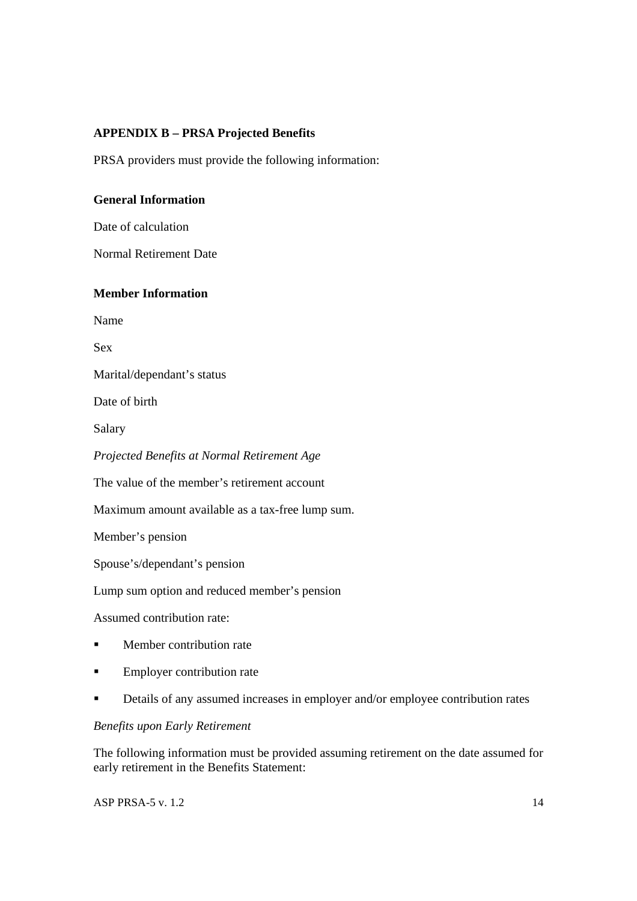**APPENDIX B – PRSA Projected Benefits**

PRSA providers must provide the following information:

**General Information**

Date of calculation

Normal Retirement Date

**Member Information**

Name

Sex

Marital/dependant's status

Date of birth

Salary

*Projected Benefits at Normal Retirement Age*

The value of the member's retirement account

Maximum amount available as a tax-free lump sum.

Member's pension

Spouse's/dependant's pension

Lump sum option and reduced member's pension

Assumed contribution rate:

- Member contribution rate
- Employer contribution rate
- Details of any assumed increases in employer and/or employee contribution rates

*Benefits upon Early Retirement*

The following information must be provided assuming retirement on the date assumed for early retirement in the Benefits Statement: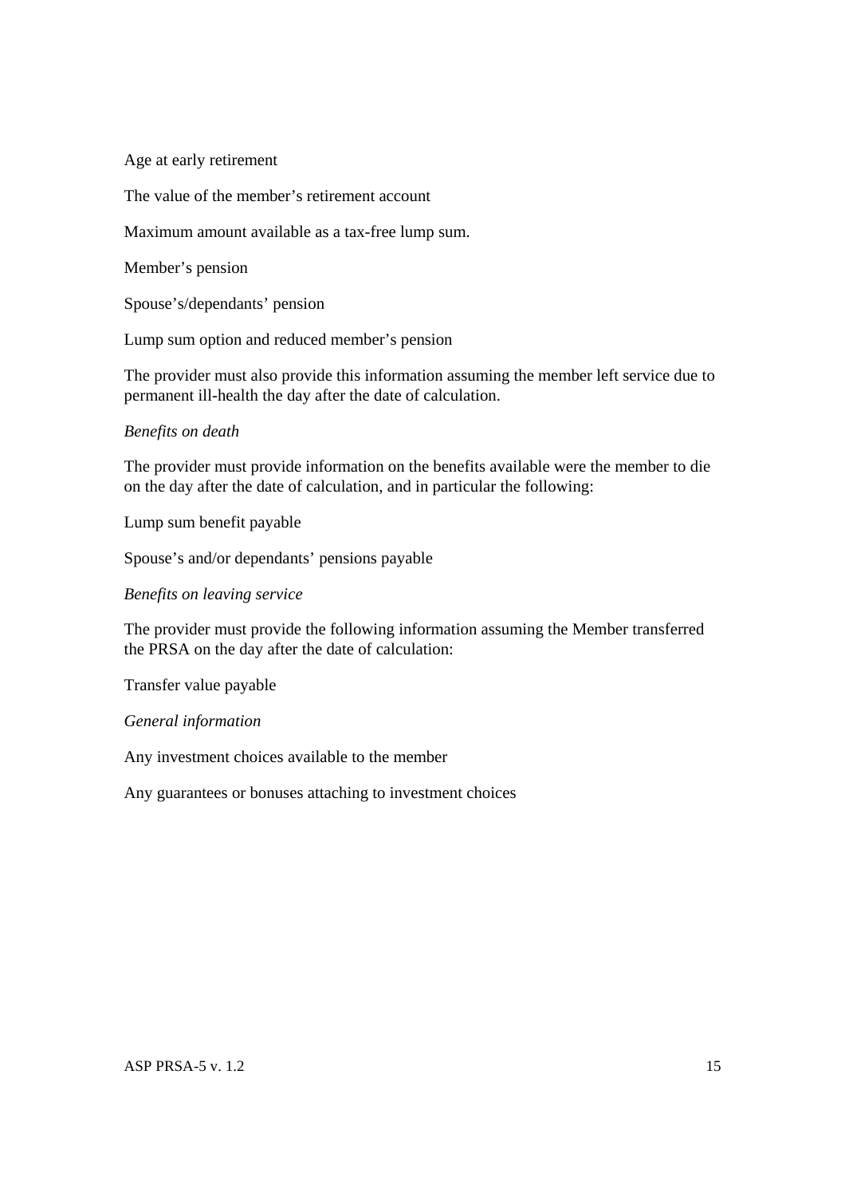Age at early retirement

The value of the member's retirement account

Maximum amount available as a tax-free lump sum.

Member's pension

Spouse's/dependants' pension

Lump sum option and reduced member's pension

The provider must also provide this information assuming the member left service due to permanent ill-health the day after the date of calculation.

*Benefits on death*

The provider must provide information on the benefits available were the member to die on the day after the date of calculation, and in particular the following:

Lump sum benefit payable

Spouse's and/or dependants' pensions payable

*Benefits on leaving service*

The provider must provide the following information assuming the Member transferred the PRSA on the day after the date of calculation:

Transfer value payable

*General information*

Any investment choices available to the member

Any guarantees or bonuses attaching to investment choices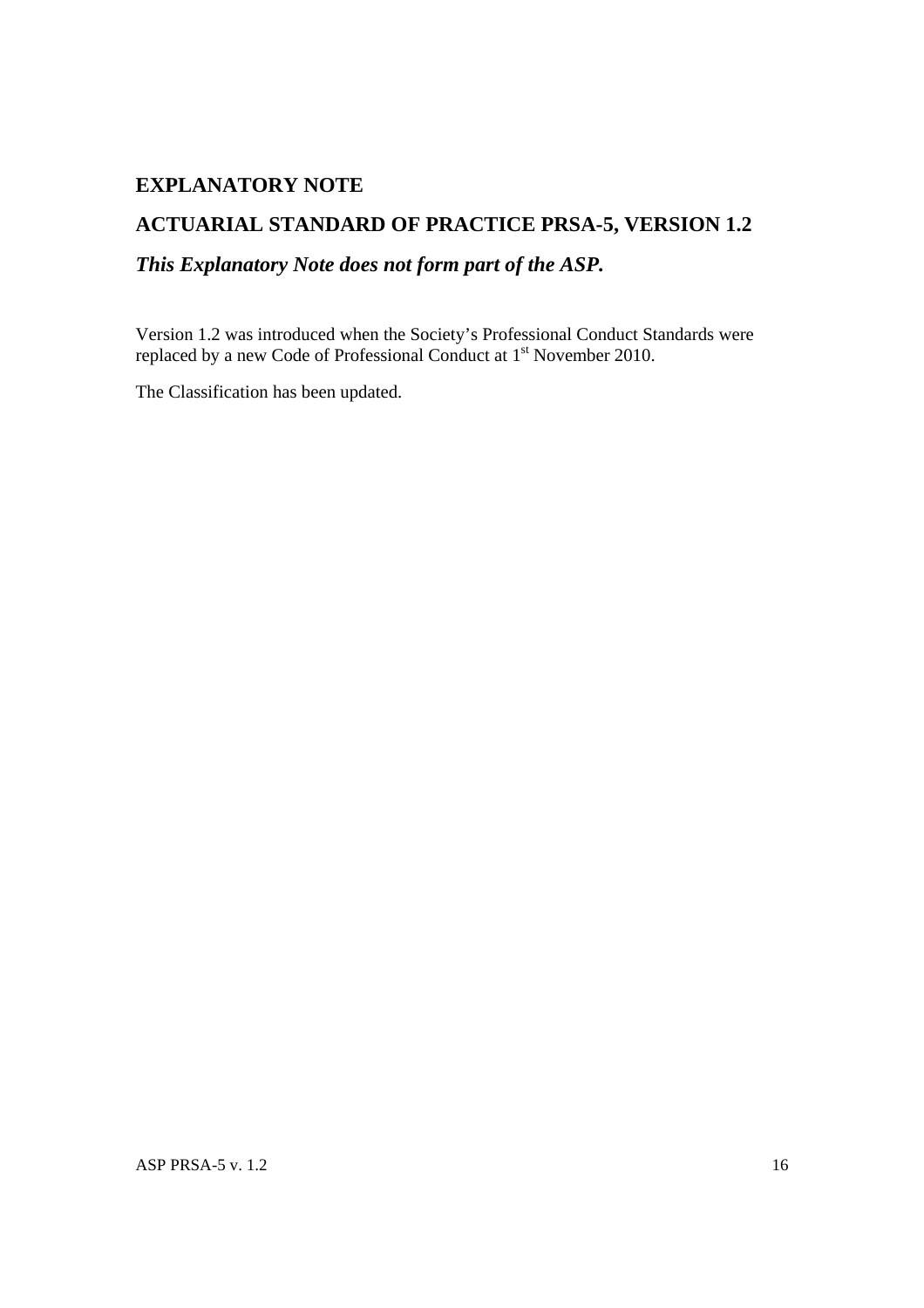## EXPLANATORY NOTE

## ACTUARIAL STANDARD OF PRACTICE PRSA-5, VERSION 1.2

### *This Explanatory Note does not form part of the ASP.*

Version 1.2 was introduced when the Society's Professional Conduct Standards were replaced by a new Code of Professional Conduct at 1st November 2010.

The Classification has been updated.